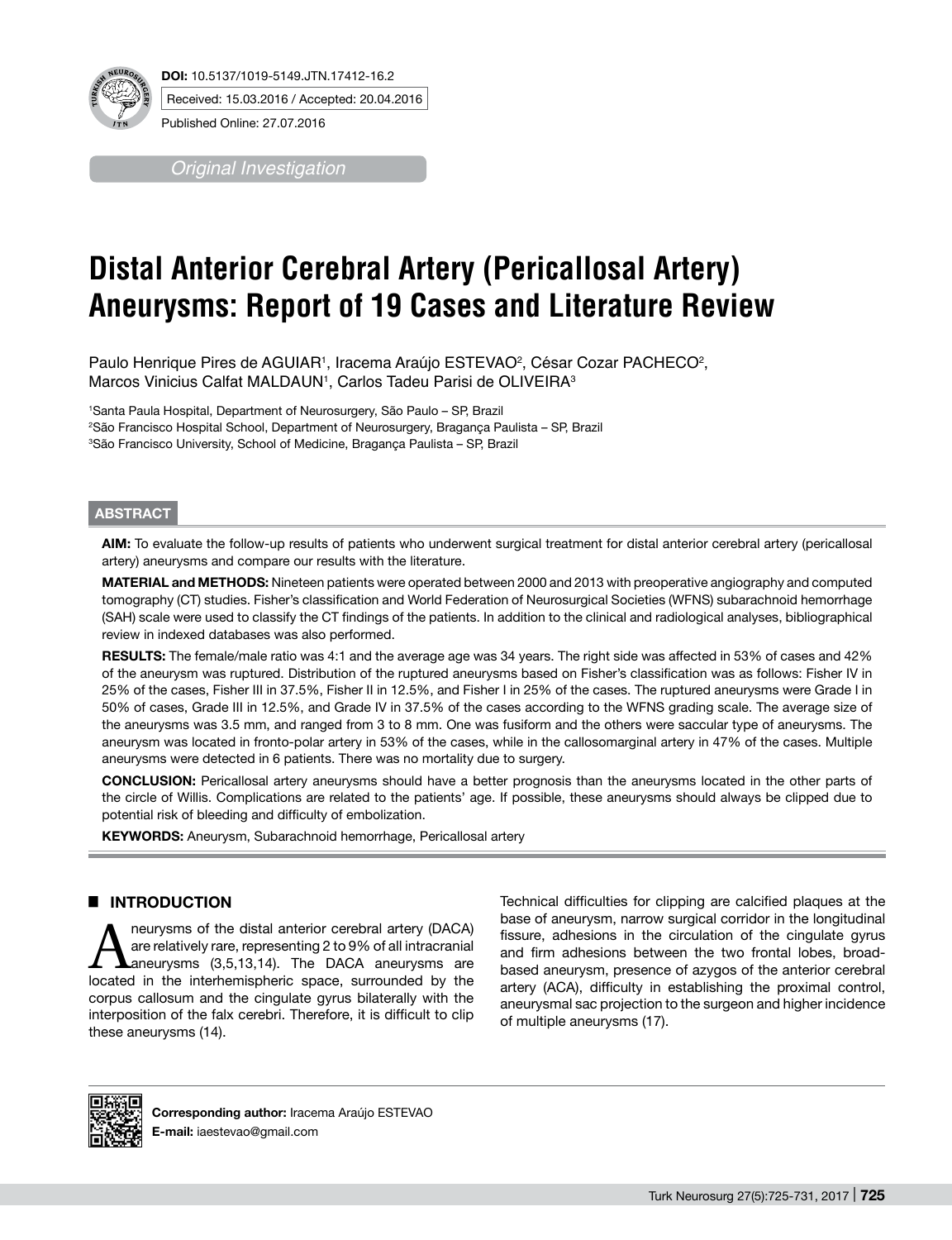**DOI:** 10.5137/1019-5149.JTN.17412-16.2

Received: 15.03.2016 / Accepted: 20.04.2016

Published Online: 27.07.2016

*Original Investigation*

# Distal Anterior Cerebral Artery (Pericallosal Artery) Aneurysms: Report of 19 Cases and Literature Review

Paulo Henrique Pires de AGUIAR[1], Iracema Araújo ESTEVAO[2], César Cozar PACHECO[2], Marcos Vinicius Calfat MALDAUN[1], Carlos Tadeu Parisi de OLIVEIRA[3]

[1]Santa Paula Hospital, Department of Neurosurgery, São Paulo – SP, Brazil
[2]São Francisco Hospital School, Department of Neurosurgery, Bragança Paulista – SP, Brazil
[3]São Francisco University, School of Medicine, Bragança Paulista – SP, Brazil

## ABSTRACT

**AIM:** To evaluate the follow-up results of patients who underwent surgical treatment for distal anterior cerebral artery (pericallosal artery) aneurysms and compare our results with the literature.

**MATERIAL and METHODS:** Nineteen patients were operated between 2000 and 2013 with preoperative angiography and computed tomography (CT) studies. Fisher's classification and World Federation of Neurosurgical Societies (WFNS) subarachnoid hemorrhage (SAH) scale were used to classify the CT findings of the patients. In addition to the clinical and radiological analyses, bibliographical review in indexed databases was also performed.

**RESULTS:** The female/male ratio was 4:1 and the average age was 34 years. The right side was affected in 53% of cases and 42% of the aneurysm was ruptured. Distribution of the ruptured aneurysms based on Fisher's classification was as follows: Fisher IV in 25% of the cases, Fisher III in 37.5%, Fisher II in 12.5%, and Fisher I in 25% of the cases. The ruptured aneurysms were Grade I in 50% of cases, Grade III in 12.5%, and Grade IV in 37.5% of the cases according to the WFNS grading scale. The average size of the aneurysms was 3.5 mm, and ranged from 3 to 8 mm. One was fusiform and the others were saccular type of aneurysms. The aneurysm was located in fronto-polar artery in 53% of the cases, while in the callosomarginal artery in 47% of the cases. Multiple aneurysms were detected in 6 patients. There was no mortality due to surgery.

**CONCLUSION:** Pericallosal artery aneurysms should have a better prognosis than the aneurysms located in the other parts of the circle of Willis. Complications are related to the patients' age. If possible, these aneurysms should always be clipped due to potential risk of bleeding and difficulty of embolization.

**KEYWORDS:** Aneurysm, Subarachnoid hemorrhage, Pericallosal artery

## INTRODUCTION

Aneurysms of the distal anterior cerebral artery (DACA) are relatively rare, representing 2 to 9% of all intracranial aneurysms (3,5,13,14). The DACA aneurysms are located in the interhemispheric space, surrounded by the corpus callosum and the cingulate gyrus bilaterally with the interposition of the falx cerebri. Therefore, it is difficult to clip these aneurysms (14).

Technical difficulties for clipping are calcified plaques at the base of aneurysm, narrow surgical corridor in the longitudinal fissure, adhesions in the circulation of the cingulate gyrus and firm adhesions between the two frontal lobes, broad-based aneurysm, presence of azygos of the anterior cerebral artery (ACA), difficulty in establishing the proximal control, aneurysmal sac projection to the surgeon and higher incidence of multiple aneurysms (17).

**Corresponding author:** Iracema Araújo ESTEVAO
**E-mail:** iaestevao@gmail.com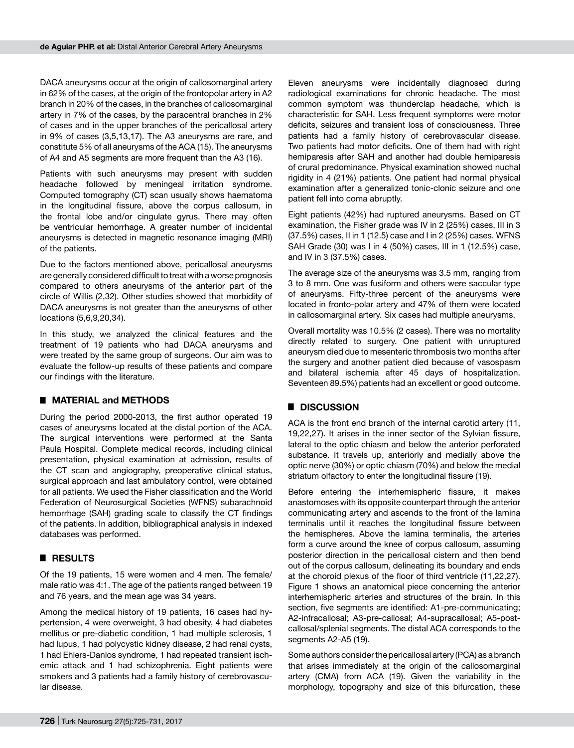DACA aneurysms occur at the origin of callosomarginal artery in 62% of the cases, at the origin of the frontopolar artery in A2 branch in 20% of the cases, in the branches of callosomarginal artery in 7% of the cases, by the paracentral branches in 2% of cases and in the upper branches of the pericallosal artery in 9% of cases (3,5,13,17). The A3 aneurysms are rare, and constitute 5% of all aneurysms of the ACA (15). The aneurysms of A4 and A5 segments are more frequent than the A3 (16).

Patients with such aneurysms may present with sudden headache followed by meningeal irritation syndrome. Computed tomography (CT) scan usually shows haematoma in the longitudinal fissure, above the corpus callosum, in the frontal lobe and/or cingulate gyrus. There may often be ventricular hemorrhage. A greater number of incidental aneurysms is detected in magnetic resonance imaging (MRI) of the patients.

Due to the factors mentioned above, pericallosal aneurysms are generally considered difficult to treat with a worse prognosis compared to others aneurysms of the anterior part of the circle of Willis (2,32). Other studies showed that morbidity of DACA aneurysms is not greater than the aneurysms of other locations (5,6,9,20,34).

In this study, we analyzed the clinical features and the treatment of 19 patients who had DACA aneurysms and were treated by the same group of surgeons. Our aim was to evaluate the follow-up results of these patients and compare our findings with the literature.

## MATERIAL and METHODS

During the period 2000-2013, the first author operated 19 cases of aneurysms located at the distal portion of the ACA. The surgical interventions were performed at the Santa Paula Hospital. Complete medical records, including clinical presentation, physical examination at admission, results of the CT scan and angiography, preoperative clinical status, surgical approach and last ambulatory control, were obtained for all patients. We used the Fisher classification and the World Federation of Neurosurgical Societies (WFNS) subarachnoid hemorrhage (SAH) grading scale to classify the CT findings of the patients. In addition, bibliographical analysis in indexed databases was performed.

## RESULTS

Of the 19 patients, 15 were women and 4 men. The female/male ratio was 4:1. The age of the patients ranged between 19 and 76 years, and the mean age was 34 years.

Among the medical history of 19 patients, 16 cases had hypertension, 4 were overweight, 3 had obesity, 4 had diabetes mellitus or pre-diabetic condition, 1 had multiple sclerosis, 1 had lupus, 1 had polycystic kidney disease, 2 had renal cysts, 1 had Ehlers-Danlos syndrome, 1 had repeated transient ischemic attack and 1 had schizophrenia. Eight patients were smokers and 3 patients had a family history of cerebrovascular disease.

Eleven aneurysms were incidentally diagnosed during radiological examinations for chronic headache. The most common symptom was thunderclap headache, which is characteristic for SAH. Less frequent symptoms were motor deficits, seizures and transient loss of consciousness. Three patients had a family history of cerebrovascular disease. Two patients had motor deficits. One of them had with right hemiparesis after SAH and another had double hemiparesis of crural predominance. Physical examination showed nuchal rigidity in 4 (21%) patients. One patient had normal physical examination after a generalized tonic-clonic seizure and one patient fell into coma abruptly.

Eight patients (42%) had ruptured aneurysms. Based on CT examination, the Fisher grade was IV in 2 (25%) cases, III in 3 (37.5%) cases, II in 1 (12.5) case and I in 2 (25%) cases. WFNS SAH Grade (30) was I in 4 (50%) cases, III in 1 (12.5%) case, and IV in 3 (37.5%) cases.

The average size of the aneurysms was 3.5 mm, ranging from 3 to 8 mm. One was fusiform and others were saccular type of aneurysms. Fifty-three percent of the aneurysms were located in fronto-polar artery and 47% of them were located in callosomarginal artery. Six cases had multiple aneurysms.

Overall mortality was 10.5% (2 cases). There was no mortality directly related to surgery. One patient with unruptured aneurysm died due to mesenteric thrombosis two months after the surgery and another patient died because of vasospasm and bilateral ischemia after 45 days of hospitalization. Seventeen 89.5%) patients had an excellent or good outcome.

## DISCUSSION

ACA is the front end branch of the internal carotid artery (11, 19,22,27). It arises in the inner sector of the Sylvian fissure, lateral to the optic chiasm and below the anterior perforated substance. It travels up, anteriorly and medially above the optic nerve (30%) or optic chiasm (70%) and below the medial striatum olfactory to enter the longitudinal fissure (19).

Before entering the interhemispheric fissure, it makes anastomoses with its opposite counterpart through the anterior communicating artery and ascends to the front of the lamina terminalis until it reaches the longitudinal fissure between the hemispheres. Above the lamina terminalis, the arteries form a curve around the knee of corpus callosum, assuming posterior direction in the pericallosal cistern and then bend out of the corpus callosum, delineating its boundary and ends at the choroid plexus of the floor of third ventricle (11,22,27). Figure 1 shows an anatomical piece concerning the anterior interhemispheric arteries and structures of the brain. In this section, five segments are identified: A1-pre-communicating; A2-infracallosal; A3-pre-callosal; A4-supracallosal; A5-post-callosal/splenial segments. The distal ACA corresponds to the segments A2-A5 (19).

Some authors consider the pericallosal artery (PCA) as a branch that arises immediately at the origin of the callosomarginal artery (CMA) from ACA (19). Given the variability in the morphology, topography and size of this bifurcation, these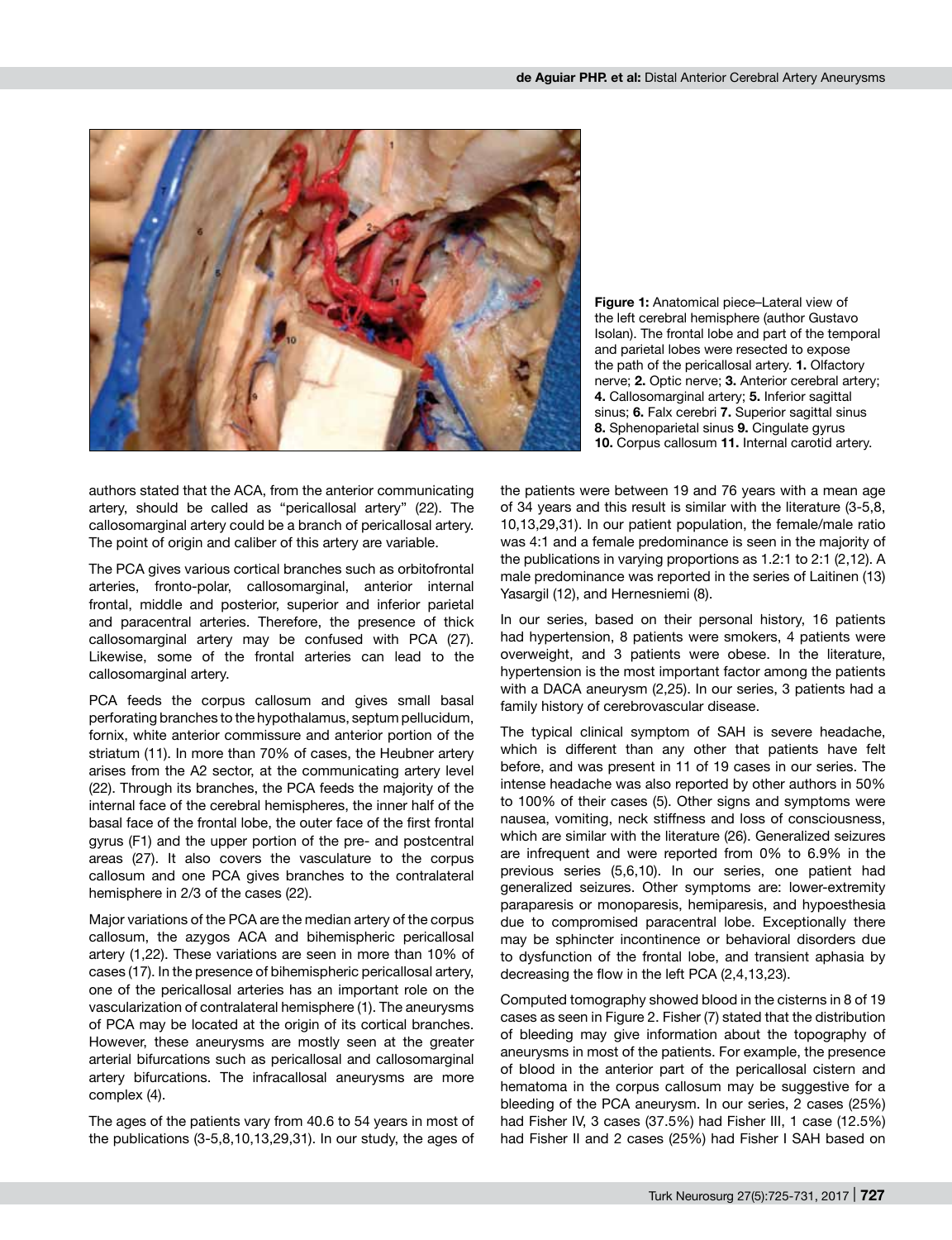**Figure 1:** Anatomical piece–Lateral view of the left cerebral hemisphere (author Gustavo Isolan). The frontal lobe and part of the temporal and parietal lobes were resected to expose the path of the pericallosal artery. **1.** Olfactory nerve; **2.** Optic nerve; **3.** Anterior cerebral artery; **4.** Callosomarginal artery; **5.** Inferior sagittal sinus; **6.** Falx cerebri **7.** Superior sagittal sinus **8.** Sphenoparietal sinus **9.** Cingulate gyrus **10.** Corpus callosum **11.** Internal carotid artery.

authors stated that the ACA, from the anterior communicating artery, should be called as "pericallosal artery" (22). The callosomarginal artery could be a branch of pericallosal artery. The point of origin and caliber of this artery are variable.

The PCA gives various cortical branches such as orbitofrontal arteries, fronto-polar, callosomarginal, anterior internal frontal, middle and posterior, superior and inferior parietal and paracentral arteries. Therefore, the presence of thick callosomarginal artery may be confused with PCA (27). Likewise, some of the frontal arteries can lead to the callosomarginal artery.

PCA feeds the corpus callosum and gives small basal perforating branches to the hypothalamus, septum pellucidum, fornix, white anterior commissure and anterior portion of the striatum (11). In more than 70% of cases, the Heubner artery arises from the A2 sector, at the communicating artery level (22). Through its branches, the PCA feeds the majority of the internal face of the cerebral hemispheres, the inner half of the basal face of the frontal lobe, the outer face of the first frontal gyrus (F1) and the upper portion of the pre- and postcentral areas (27). It also covers the vasculature to the corpus callosum and one PCA gives branches to the contralateral hemisphere in 2/3 of the cases (22).

Major variations of the PCA are the median artery of the corpus callosum, the azygos ACA and bihemispheric pericallosal artery (1,22). These variations are seen in more than 10% of cases (17). In the presence of bihemispheric pericallosal artery, one of the pericallosal arteries has an important role on the vascularization of contralateral hemisphere (1). The aneurysms of PCA may be located at the origin of its cortical branches. However, these aneurysms are mostly seen at the greater arterial bifurcations such as pericallosal and callosomarginal artery bifurcations. The infracallosal aneurysms are more complex (4).

The ages of the patients vary from 40.6 to 54 years in most of the publications (3-5,8,10,13,29,31). In our study, the ages of the patients were between 19 and 76 years with a mean age of 34 years and this result is similar with the literature (3-5,8, 10,13,29,31). In our patient population, the female/male ratio was 4:1 and a female predominance is seen in the majority of the publications in varying proportions as 1.2:1 to 2:1 (2,12). A male predominance was reported in the series of Laitinen (13) Yasargil (12), and Hernesniemi (8).

In our series, based on their personal history, 16 patients had hypertension, 8 patients were smokers, 4 patients were overweight, and 3 patients were obese. In the literature, hypertension is the most important factor among the patients with a DACA aneurysm (2,25). In our series, 3 patients had a family history of cerebrovascular disease.

The typical clinical symptom of SAH is severe headache, which is different than any other that patients have felt before, and was present in 11 of 19 cases in our series. The intense headache was also reported by other authors in 50% to 100% of their cases (5). Other signs and symptoms were nausea, vomiting, neck stiffness and loss of consciousness, which are similar with the literature (26). Generalized seizures are infrequent and were reported from 0% to 6.9% in the previous series (5,6,10). In our series, one patient had generalized seizures. Other symptoms are: lower-extremity paraparesis or monoparesis, hemiparesis, and hypoesthesia due to compromised paracentral lobe. Exceptionally there may be sphincter incontinence or behavioral disorders due to dysfunction of the frontal lobe, and transient aphasia by decreasing the flow in the left PCA (2,4,13,23).

Computed tomography showed blood in the cisterns in 8 of 19 cases as seen in Figure 2. Fisher (7) stated that the distribution of bleeding may give information about the topography of aneurysms in most of the patients. For example, the presence of blood in the anterior part of the pericallosal cistern and hematoma in the corpus callosum may be suggestive for a bleeding of the PCA aneurysm. In our series, 2 cases (25%) had Fisher IV, 3 cases (37.5%) had Fisher III, 1 case (12.5%) had Fisher II and 2 cases (25%) had Fisher I SAH based on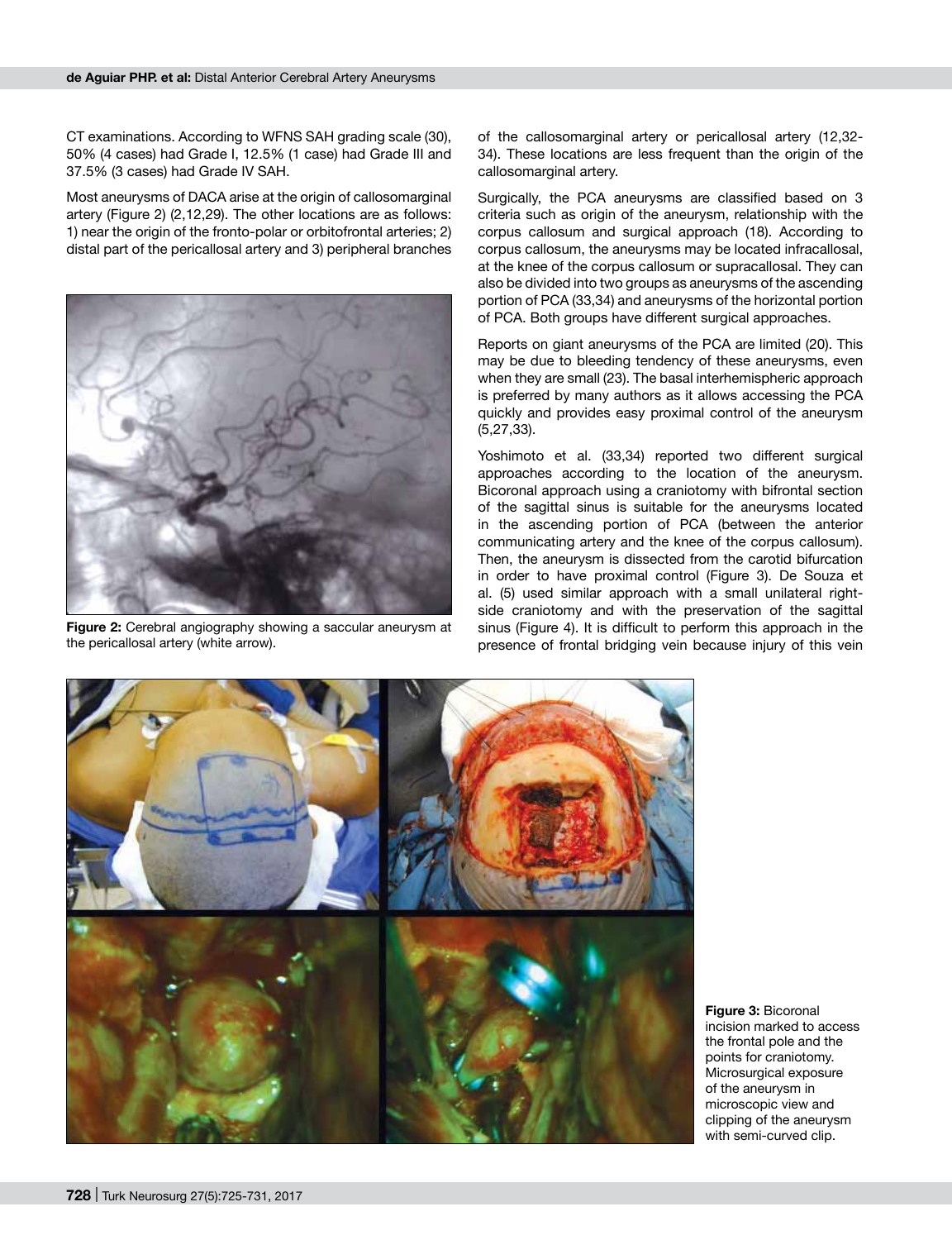CT examinations. According to WFNS SAH grading scale (30), 50% (4 cases) had Grade I, 12.5% (1 case) had Grade III and 37.5% (3 cases) had Grade IV SAH.

Most aneurysms of DACA arise at the origin of callosomarginal artery (Figure 2) (2,12,29). The other locations are as follows: 1) near the origin of the fronto-polar or orbitofrontal arteries; 2) distal part of the pericallosal artery and 3) peripheral branches of the callosomarginal artery or pericallosal artery (12,32-34). These locations are less frequent than the origin of the callosomarginal artery.

**Figure 2:** Cerebral angiography showing a saccular aneurysm at the pericallosal artery (white arrow).

Surgically, the PCA aneurysms are classified based on 3 criteria such as origin of the aneurysm, relationship with the corpus callosum and surgical approach (18). According to corpus callosum, the aneurysms may be located infracallosal, at the knee of the corpus callosum or supracallosal. They can also be divided into two groups as aneurysms of the ascending portion of PCA (33,34) and aneurysms of the horizontal portion of PCA. Both groups have different surgical approaches.

Reports on giant aneurysms of the PCA are limited (20). This may be due to bleeding tendency of these aneurysms, even when they are small (23). The basal interhemispheric approach is preferred by many authors as it allows accessing the PCA quickly and provides easy proximal control of the aneurysm (5,27,33).

Yoshimoto et al. (33,34) reported two different surgical approaches according to the location of the aneurysm. Bicoronal approach using a craniotomy with bifrontal section of the sagittal sinus is suitable for the aneurysms located in the ascending portion of PCA (between the anterior communicating artery and the knee of the corpus callosum). Then, the aneurysm is dissected from the carotid bifurcation in order to have proximal control (Figure 3). De Souza et al. (5) used similar approach with a small unilateral right-side craniotomy and with the preservation of the sagittal sinus (Figure 4). It is difficult to perform this approach in the presence of frontal bridging vein because injury of this vein

**Figure 3:** Bicoronal incision marked to access the frontal pole and the points for craniotomy. Microsurgical exposure of the aneurysm in microscopic view and clipping of the aneurysm with semi-curved clip.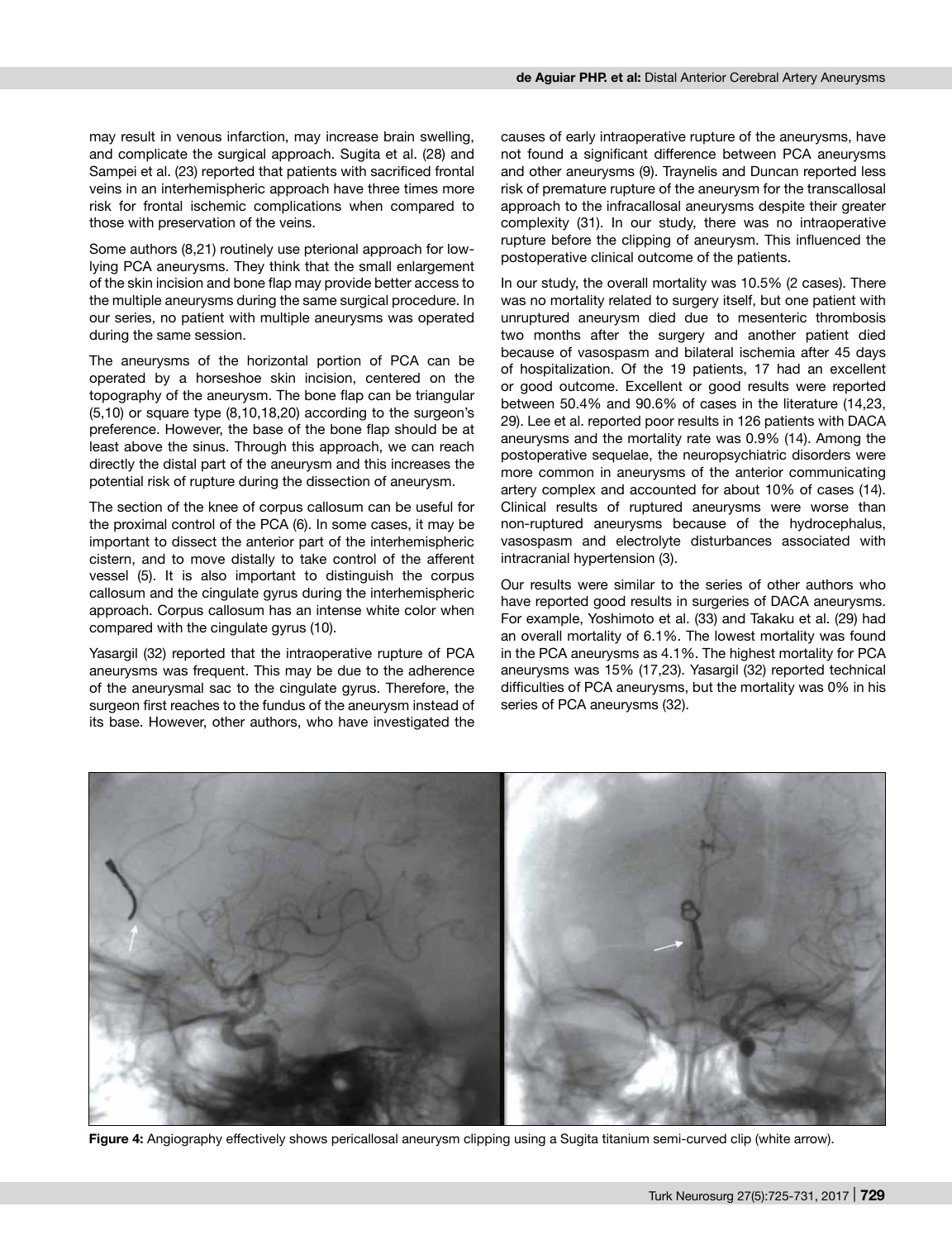may result in venous infarction, may increase brain swelling, and complicate the surgical approach. Sugita et al. (28) and Sampei et al. (23) reported that patients with sacrificed frontal veins in an interhemispheric approach have three times more risk for frontal ischemic complications when compared to those with preservation of the veins.

Some authors (8,21) routinely use pterional approach for low-lying PCA aneurysms. They think that the small enlargement of the skin incision and bone flap may provide better access to the multiple aneurysms during the same surgical procedure. In our series, no patient with multiple aneurysms was operated during the same session.

The aneurysms of the horizontal portion of PCA can be operated by a horseshoe skin incision, centered on the topography of the aneurysm. The bone flap can be triangular (5,10) or square type (8,10,18,20) according to the surgeon's preference. However, the base of the bone flap should be at least above the sinus. Through this approach, we can reach directly the distal part of the aneurysm and this increases the potential risk of rupture during the dissection of aneurysm.

The section of the knee of corpus callosum can be useful for the proximal control of the PCA (6). In some cases, it may be important to dissect the anterior part of the interhemispheric cistern, and to move distally to take control of the afferent vessel (5). It is also important to distinguish the corpus callosum and the cingulate gyrus during the interhemispheric approach. Corpus callosum has an intense white color when compared with the cingulate gyrus (10).

Yasargil (32) reported that the intraoperative rupture of PCA aneurysms was frequent. This may be due to the adherence of the aneurysmal sac to the cingulate gyrus. Therefore, the surgeon first reaches to the fundus of the aneurysm instead of its base. However, other authors, who have investigated the causes of early intraoperative rupture of the aneurysms, have not found a significant difference between PCA aneurysms and other aneurysms (9). Traynelis and Duncan reported less risk of premature rupture of the aneurysm for the transcallosal approach to the infracallosal aneurysms despite their greater complexity (31). In our study, there was no intraoperative rupture before the clipping of aneurysm. This influenced the postoperative clinical outcome of the patients.

In our study, the overall mortality was 10.5% (2 cases). There was no mortality related to surgery itself, but one patient with unruptured aneurysm died due to mesenteric thrombosis two months after the surgery and another patient died because of vasospasm and bilateral ischemia after 45 days of hospitalization. Of the 19 patients, 17 had an excellent or good outcome. Excellent or good results were reported between 50.4% and 90.6% of cases in the literature (14,23, 29). Lee et al. reported poor results in 126 patients with DACA aneurysms and the mortality rate was 0.9% (14). Among the postoperative sequelae, the neuropsychiatric disorders were more common in aneurysms of the anterior communicating artery complex and accounted for about 10% of cases (14). Clinical results of ruptured aneurysms were worse than non-ruptured aneurysms because of the hydrocephalus, vasospasm and electrolyte disturbances associated with intracranial hypertension (3).

Our results were similar to the series of other authors who have reported good results in surgeries of DACA aneurysms. For example, Yoshimoto et al. (33) and Takaku et al. (29) had an overall mortality of 6.1%. The lowest mortality was found in the PCA aneurysms as 4.1%. The highest mortality for PCA aneurysms was 15% (17,23). Yasargil (32) reported technical difficulties of PCA aneurysms, but the mortality was 0% in his series of PCA aneurysms (32).

**Figure 4:** Angiography effectively shows pericallosal aneurysm clipping using a Sugita titanium semi-curved clip (white arrow).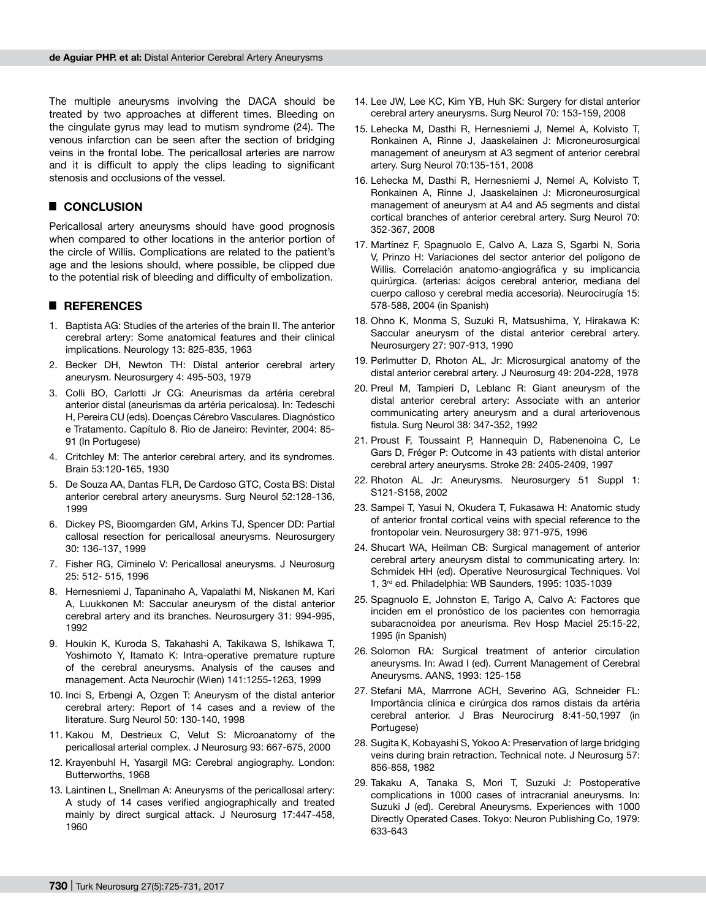The multiple aneurysms involving the DACA should be treated by two approaches at different times. Bleeding on the cingulate gyrus may lead to mutism syndrome (24). The venous infarction can be seen after the section of bridging veins in the frontal lobe. The pericallosal arteries are narrow and it is difficult to apply the clips leading to significant stenosis and occlusions of the vessel.

## CONCLUSION

Pericallosal artery aneurysms should have good prognosis when compared to other locations in the anterior portion of the circle of Willis. Complications are related to the patient's age and the lesions should, where possible, be clipped due to the potential risk of bleeding and difficulty of embolization.

## REFERENCES

1. Baptista AG: Studies of the arteries of the brain II. The anterior cerebral artery: Some anatomical features and their clinical implications. Neurology 13: 825-835, 1963
2. Becker DH, Newton TH: Distal anterior cerebral artery aneurysm. Neurosurgery 4: 495-503, 1979
3. Colli BO, Carlotti Jr CG: Aneurismas da artéria cerebral anterior distal (aneurismas da artéria pericalosa). In: Tedeschi H, Pereira CU (eds). Doenças Cérebro Vasculares. Diagnóstico e Tratamento. Capítulo 8. Rio de Janeiro: Revinter, 2004: 85-91 (In Portugese)
4. Critchley M: The anterior cerebral artery, and its syndromes. Brain 53:120-165, 1930
5. De Souza AA, Dantas FLR, De Cardoso GTC, Costa BS: Distal anterior cerebral artery aneurysms. Surg Neurol 52:128-136, 1999
6. Dickey PS, Bioomgarden GM, Arkins TJ, Spencer DD: Partial callosal resection for pericallosal aneurysms. Neurosurgery 30: 136-137, 1999
7. Fisher RG, Ciminelo V: Pericallosal aneurysms. J Neurosurg 25: 512- 515, 1996
8. Hernesniemi J, Tapaninaho A, Vapalathi M, Niskanen M, Kari A, Luukkonen M: Saccular aneurysm of the distal anterior cerebral artery and its branches. Neurosurgery 31: 994-995, 1992
9. Houkin K, Kuroda S, Takahashi A, Takikawa S, Ishikawa T, Yoshimoto Y, Itamato K: Intra-operative premature rupture of the cerebral aneurysms. Analysis of the causes and management. Acta Neurochir (Wien) 141:1255-1263, 1999
10. Inci S, Erbengi A, Ozgen T: Aneurysm of the distal anterior cerebral artery: Report of 14 cases and a review of the literature. Surg Neurol 50: 130-140, 1998
11. Kakou M, Destrieux C, Velut S: Microanatomy of the pericallosal arterial complex. J Neurosurg 93: 667-675, 2000
12. Krayenbuhl H, Yasargil MG: Cerebral angiography. London: Butterworths, 1968
13. Laintinen L, Snellman A: Aneurysms of the pericallosal artery: A study of 14 cases verified angiographically and treated mainly by direct surgical attack. J Neurosurg 17:447-458, 1960
14. Lee JW, Lee KC, Kim YB, Huh SK: Surgery for distal anterior cerebral artery aneurysms. Surg Neurol 70: 153-159, 2008
15. Lehecka M, Dasthi R, Hernesniemi J, Nemel A, Kolvisto T, Ronkainen A, Rinne J, Jaaskelainen J: Microneurosurgical management of aneurysm at A3 segment of anterior cerebral artery. Surg Neurol 70:135-151, 2008
16. Lehecka M, Dasthi R, Hernesniemi J, Nemel A, Kolvisto T, Ronkainen A, Rinne J, Jaaskelainen J: Microneurosurgical management of aneurysm at A4 and A5 segments and distal cortical branches of anterior cerebral artery. Surg Neurol 70: 352-367, 2008
17. Martínez F, Spagnuolo E, Calvo A, Laza S, Sgarbi N, Soria V, Prinzo H: Variaciones del sector anterior del polígono de Willis. Correlación anatomo-angiográfica y su implicancia quirúrgica. (arterias: ácigos cerebral anterior, mediana del cuerpo calloso y cerebral media accesoria). Neurocirugía 15: 578-588, 2004 (in Spanish)
18. Ohno K, Monma S, Suzuki R, Matsushima, Y, Hirakawa K: Saccular aneurysm of the distal anterior cerebral artery. Neurosurgery 27: 907-913, 1990
19. Perlmutter D, Rhoton AL, Jr: Microsurgical anatomy of the distal anterior cerebral artery. J Neurosurg 49: 204-228, 1978
20. Preul M, Tampieri D, Leblanc R: Giant aneurysm of the distal anterior cerebral artery: Associate with an anterior communicating artery aneurysm and a dural arteriovenous fistula. Surg Neurol 38: 347-352, 1992
21. Proust F, Toussaint P, Hannequin D, Rabenenoina C, Le Gars D, Fréger P: Outcome in 43 patients with distal anterior cerebral artery aneurysms. Stroke 28: 2405-2409, 1997
22. Rhoton AL Jr: Aneurysms. Neurosurgery 51 Suppl 1: S121-S158, 2002
23. Sampei T, Yasui N, Okudera T, Fukasawa H: Anatomic study of anterior frontal cortical veins with special reference to the frontopolar vein. Neurosurgery 38: 971-975, 1996
24. Shucart WA, Heilman CB: Surgical management of anterior cerebral artery aneurysm distal to communicating artery. In: Schmidek HH (ed). Operative Neurosurgical Techniques. Vol 1, 3rd ed. Philadelphia: WB Saunders, 1995: 1035-1039
25. Spagnuolo E, Johnston E, Tarigo A, Calvo A: Factores que inciden em el pronóstico de los pacientes con hemorragia subaracnoidea por aneurisma. Rev Hosp Maciel 25:15-22, 1995 (in Spanish)
26. Solomon RA: Surgical treatment of anterior circulation aneurysms. In: Awad I (ed). Current Management of Cerebral Aneurysms. AANS, 1993: 125-158
27. Stefani MA, Marrrone ACH, Severino AG, Schneider FL: Importância clínica e cirúrgica dos ramos distais da artéria cerebral anterior. J Bras Neurocirurg 8:41-50,1997 (in Portugese)
28. Sugita K, Kobayashi S, Yokoo A: Preservation of large bridging veins during brain retraction. Technical note. J Neurosurg 57: 856-858, 1982
29. Takaku A, Tanaka S, Mori T, Suzuki J: Postoperative complications in 1000 cases of intracranial aneurysms. In: Suzuki J (ed). Cerebral Aneurysms. Experiences with 1000 Directly Operated Cases. Tokyo: Neuron Publishing Co, 1979: 633-643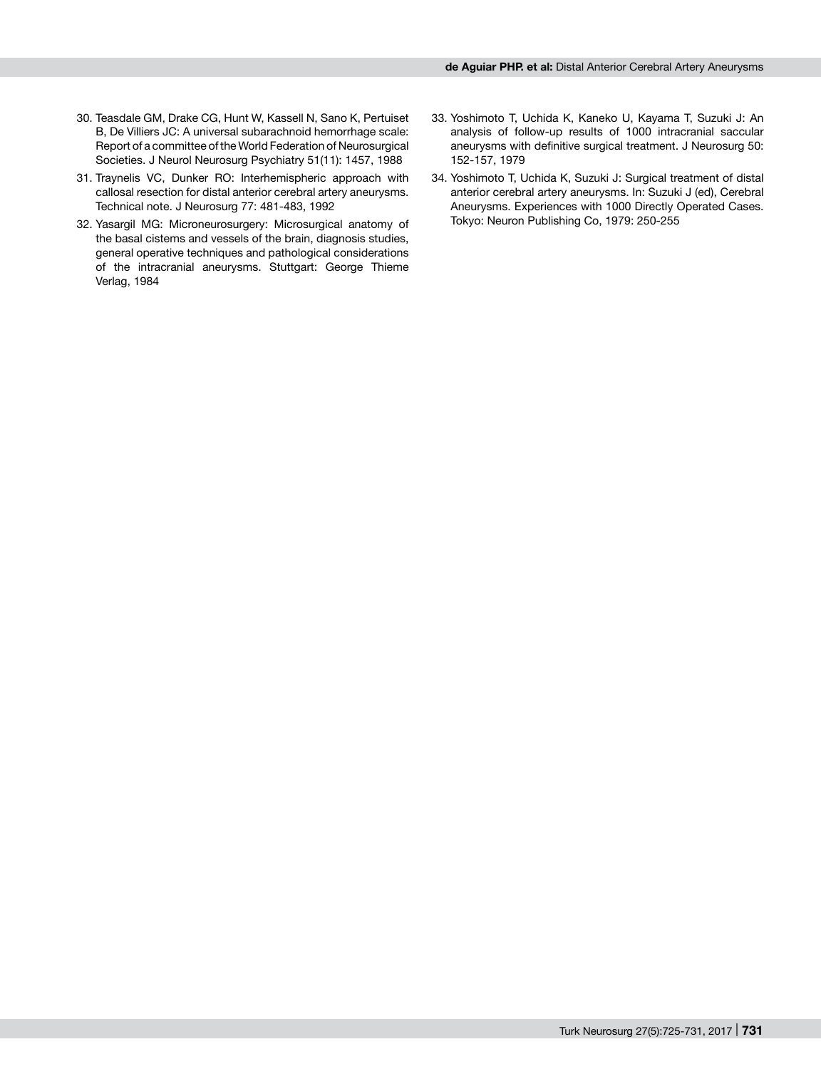30. Teasdale GM, Drake CG, Hunt W, Kassell N, Sano K, Pertuiset B, De Villiers JC: A universal subarachnoid hemorrhage scale: Report of a committee of the World Federation of Neurosurgical Societies. J Neurol Neurosurg Psychiatry 51(11): 1457, 1988
31. Traynelis VC, Dunker RO: Interhemispheric approach with callosal resection for distal anterior cerebral artery aneurysms. Technical note. J Neurosurg 77: 481-483, 1992
32. Yasargil MG: Microneurosurgery: Microsurgical anatomy of the basal cistems and vessels of the brain, diagnosis studies, general operative techniques and pathological considerations of the intracranial aneurysms. Stuttgart: George Thieme Verlag, 1984
33. Yoshimoto T, Uchida K, Kaneko U, Kayama T, Suzuki J: An analysis of follow-up results of 1000 intracranial saccular aneurysms with definitive surgical treatment. J Neurosurg 50: 152-157, 1979
34. Yoshimoto T, Uchida K, Suzuki J: Surgical treatment of distal anterior cerebral artery aneurysms. In: Suzuki J (ed), Cerebral Aneurysms. Experiences with 1000 Directly Operated Cases. Tokyo: Neuron Publishing Co, 1979: 250-255